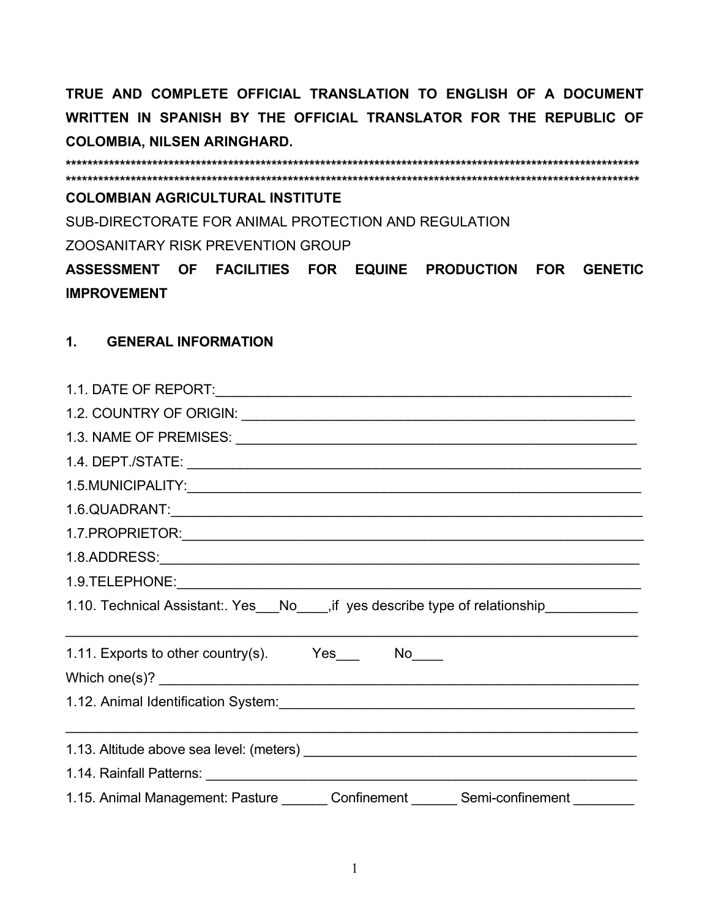**TRUE AND COMPLETE OFFICIAL TRANSLATION TO ENGLISH OF A DOCUMENT WRITTEN IN SPANISH BY THE OFFICIAL TRANSLATOR FOR THE REPUBLIC OF COLOMBIA, NILSEN ARINGHARD.**

**********************************************************************************************************************
**********************************************************************************************************************

**COLOMBIAN AGRICULTURAL INSTITUTE**

SUB-DIRECTORATE FOR ANIMAL PROTECTION AND REGULATION

ZOOSANITARY RISK PREVENTION GROUP

**ASSESSMENT OF FACILITIES FOR EQUINE PRODUCTION FOR GENETIC IMPROVEMENT**

## 1. GENERAL INFORMATION

1.1. DATE OF REPORT:_______________________________________________________

1.2. COUNTRY OF ORIGIN: ___________________________________________________

1.3. NAME OF PREMISES: ___________________________________________________

1.4. DEPT./STATE: _________________________________________________________

1.5.MUNICIPALITY:_________________________________________________________

1.6.QUADRANT:___________________________________________________________

1.7.PROPRIETOR:__________________________________________________________

1.8.ADDRESS:_____________________________________________________________

1.9.TELEPHONE:___________________________________________________________

1.10. Technical Assistant:. Yes___No____,if yes describe type of relationship____________

______________________________________________________________________________

1.11. Exports to other country(s). Yes___ No____

Which one(s)? ____________________________________________________________

1.12. Animal Identification System:_____________________________________________

______________________________________________________________________________

1.13. Altitude above sea level: (meters) __________________________________________

1.14. Rainfall Patterns: _______________________________________________________

1.15. Animal Management: Pasture ______ Confinement ______ Semi-confinement ________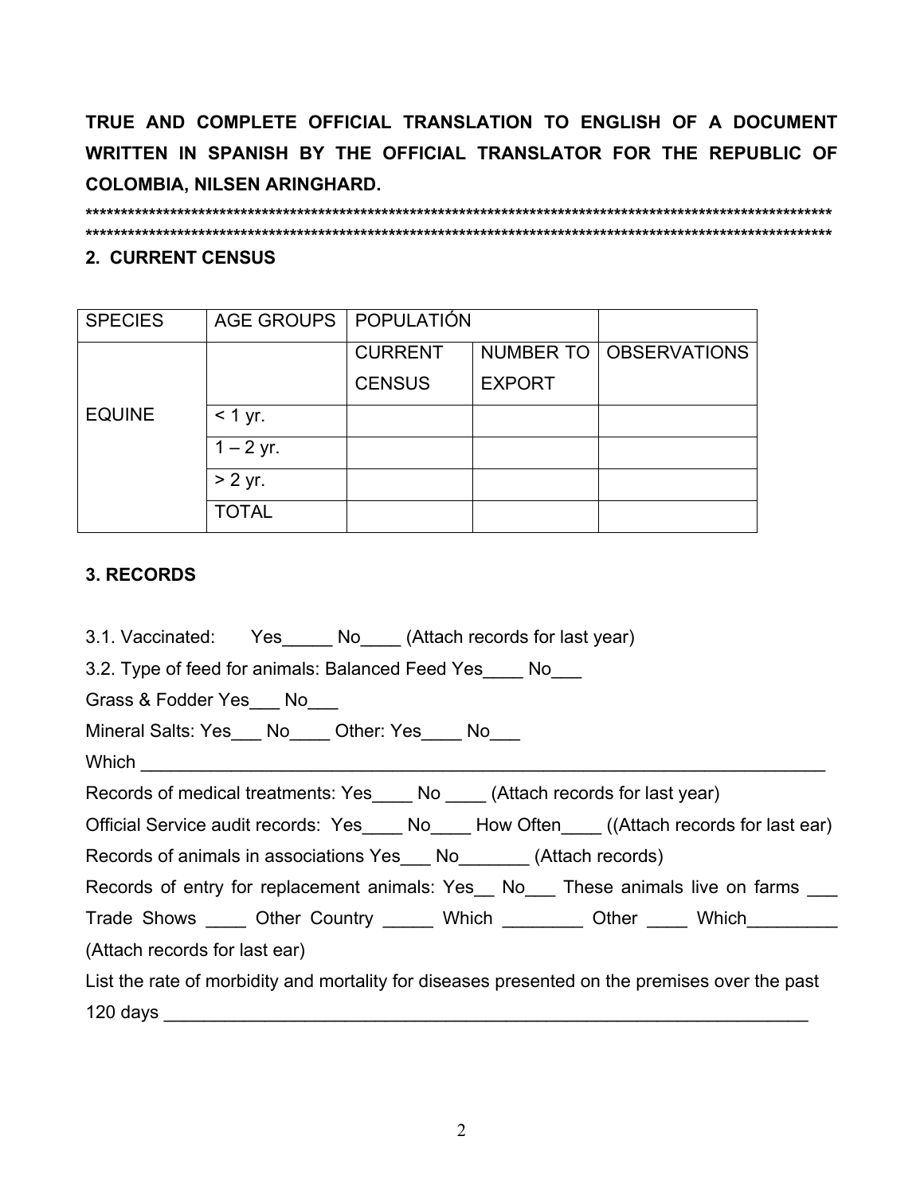**TRUE AND COMPLETE OFFICIAL TRANSLATION TO ENGLISH OF A DOCUMENT WRITTEN IN SPANISH BY THE OFFICIAL TRANSLATOR FOR THE REPUBLIC OF COLOMBIA, NILSEN ARINGHARD.**

****************************************************************************************************************
****************************************************************************************************************

## 2. CURRENT CENSUS

| SPECIES | AGE GROUPS | POPULATIÓN | | |
|---|---|---|---|---|
| | | CURRENT CENSUS | NUMBER TO EXPORT | OBSERVATIONS |
| EQUINE | < 1 yr. | | | |
| | 1 – 2 yr. | | | |
| | > 2 yr. | | | |
| | TOTAL | | | |

## 3. RECORDS

3.1. Vaccinated: Yes_____ No____ (Attach records for last year)

3.2. Type of feed for animals: Balanced Feed Yes____ No___

Grass & Fodder Yes___ No___

Mineral Salts: Yes___ No____ Other: Yes____ No___

Which ___________________________________________________________________________

Records of medical treatments: Yes____ No ____ (Attach records for last year)

Official Service audit records: Yes____ No____ How Often____ ((Attach records for last ear)

Records of animals in associations Yes___ No_______ (Attach records)

Records of entry for replacement animals: Yes__ No___ These animals live on farms ___ Trade Shows ____ Other Country _____ Which ________ Other ____ Which_________ (Attach records for last ear)

List the rate of morbidity and mortality for diseases presented on the premises over the past 120 days ____________________________________________________________________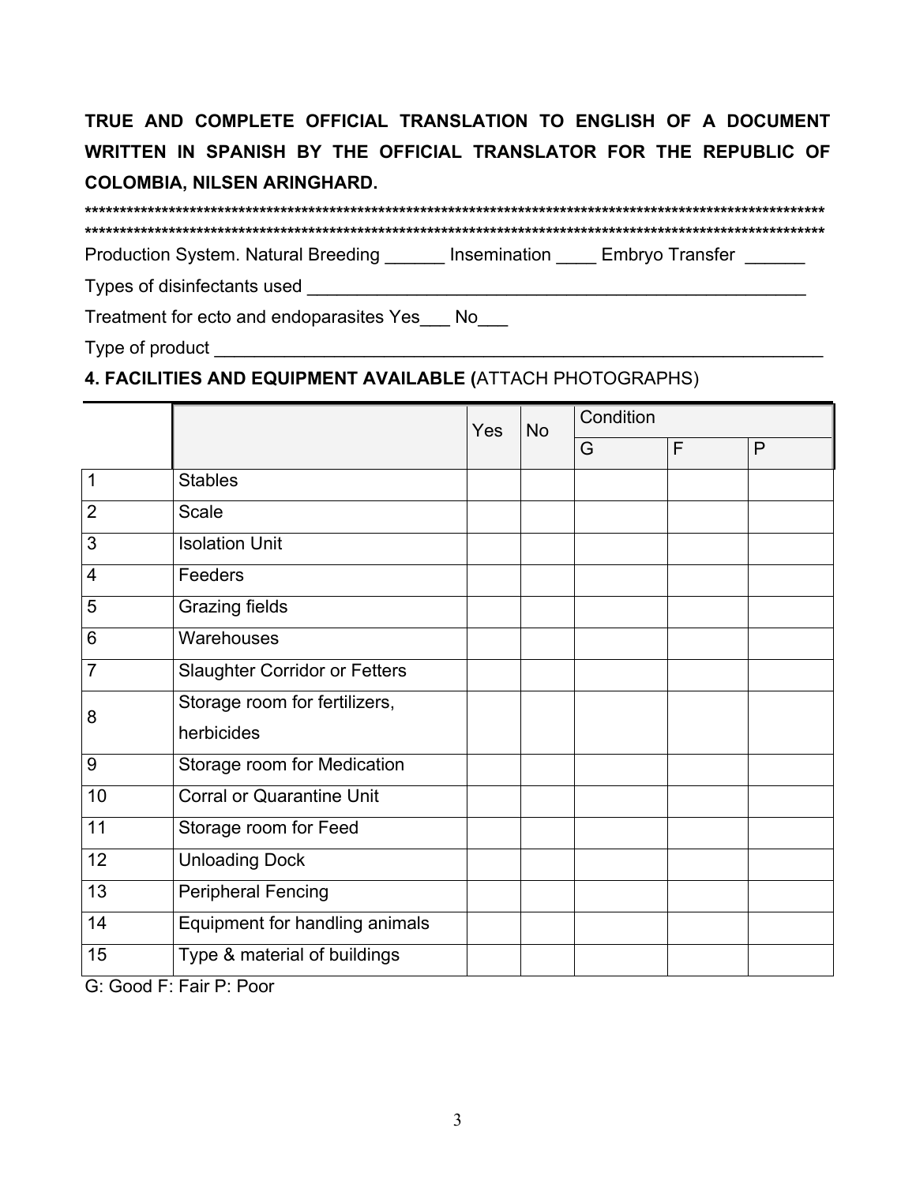**TRUE AND COMPLETE OFFICIAL TRANSLATION TO ENGLISH OF A DOCUMENT WRITTEN IN SPANISH BY THE OFFICIAL TRANSLATOR FOR THE REPUBLIC OF COLOMBIA, NILSEN ARINGHARD.**

*******************************************************************************************************************
*******************************************************************************************************************

Production System. Natural Breeding ______ Insemination ____ Embryo Transfer ______

Types of disinfectants used ______________________________________________________

Treatment for ecto and endoparasites Yes___ No___

Type of product ________________________________________________________________

**4. FACILITIES AND EQUIPMENT AVAILABLE (**ATTACH PHOTOGRAPHS)

| | | Yes | No | Condition | | |
|---|---|---|---|---|---|---|
| | | | | G | F | P |
| 1 | Stables | | | | | |
| 2 | Scale | | | | | |
| 3 | Isolation Unit | | | | | |
| 4 | Feeders | | | | | |
| 5 | Grazing fields | | | | | |
| 6 | Warehouses | | | | | |
| 7 | Slaughter Corridor or Fetters | | | | | |
| 8 | Storage room for fertilizers, herbicides | | | | | |
| 9 | Storage room for Medication | | | | | |
| 10 | Corral or Quarantine Unit | | | | | |
| 11 | Storage room for Feed | | | | | |
| 12 | Unloading Dock | | | | | |
| 13 | Peripheral Fencing | | | | | |
| 14 | Equipment for handling animals | | | | | |
| 15 | Type & material of buildings | | | | | |

G: Good F: Fair P: Poor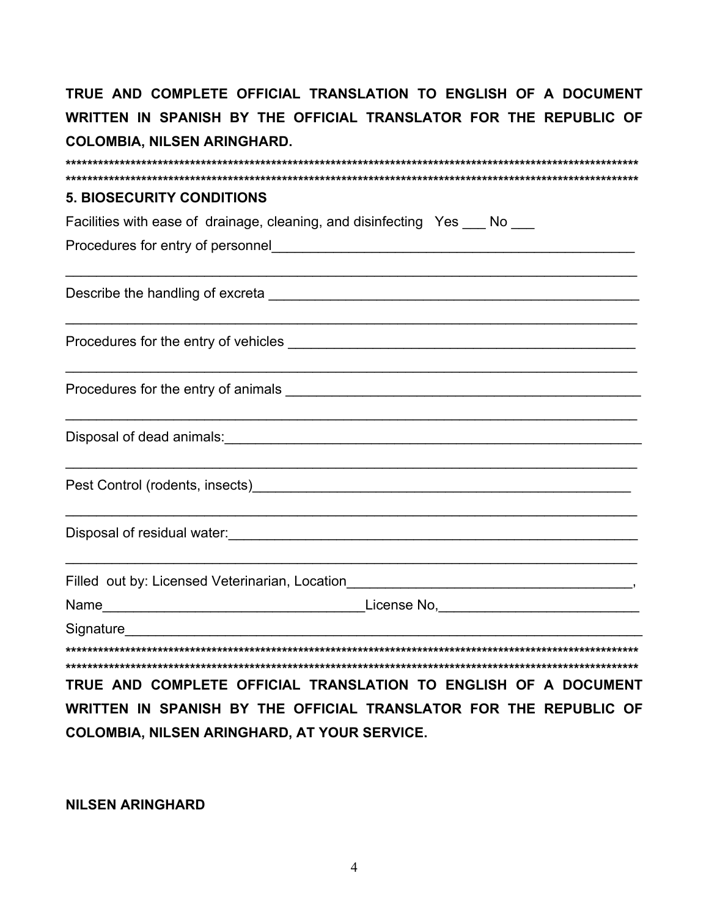**TRUE AND COMPLETE OFFICIAL TRANSLATION TO ENGLISH OF A DOCUMENT WRITTEN IN SPANISH BY THE OFFICIAL TRANSLATOR FOR THE REPUBLIC OF COLOMBIA, NILSEN ARINGHARD.**

****************************************************************************************************************
****************************************************************************************************************

**5. BIOSECURITY CONDITIONS**

Facilities with ease of drainage, cleaning, and disinfecting Yes ___ No ___

Procedures for entry of personnel_______________________________________________

______________________________________________________________________________

Describe the handling of excreta _______________________________________________

______________________________________________________________________________

Procedures for the entry of vehicles _____________________________________________

______________________________________________________________________________

Procedures for the entry of animals _____________________________________________

______________________________________________________________________________

Disposal of dead animals:______________________________________________________

______________________________________________________________________________

Pest Control (rodents, insects)_________________________________________________

______________________________________________________________________________

Disposal of residual water:_____________________________________________________

______________________________________________________________________________

Filled out by: Licensed Veterinarian, Location_____________________________________,

Name_________________________________License No,__________________________

Signature_________________________________________________________________

****************************************************************************************************************
****************************************************************************************************************

**TRUE AND COMPLETE OFFICIAL TRANSLATION TO ENGLISH OF A DOCUMENT WRITTEN IN SPANISH BY THE OFFICIAL TRANSLATOR FOR THE REPUBLIC OF COLOMBIA, NILSEN ARINGHARD, AT YOUR SERVICE.**

**NILSEN ARINGHARD**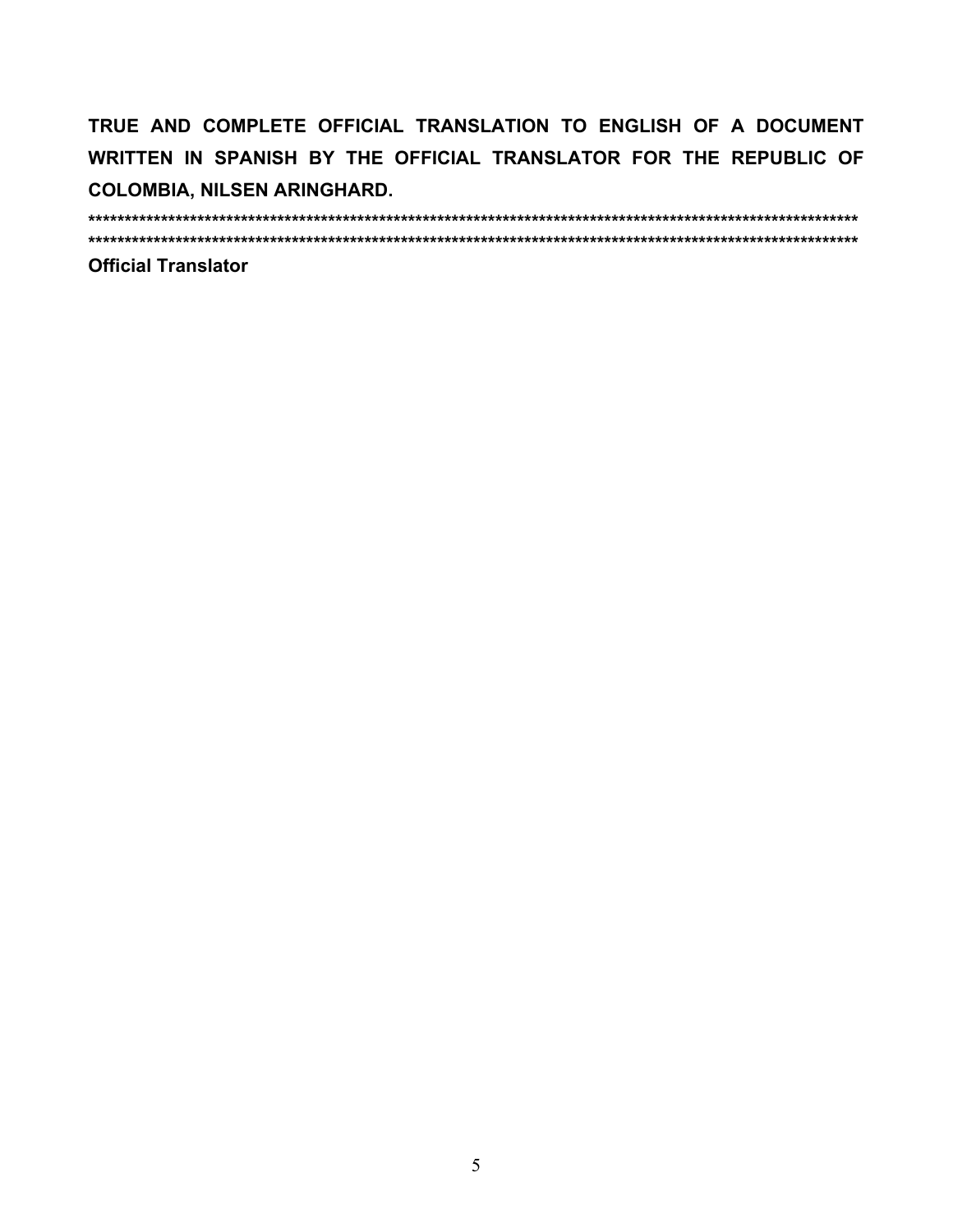**TRUE AND COMPLETE OFFICIAL TRANSLATION TO ENGLISH OF A DOCUMENT WRITTEN IN SPANISH BY THE OFFICIAL TRANSLATOR FOR THE REPUBLIC OF COLOMBIA, NILSEN ARINGHARD.**

**************************************************************************************************************
**************************************************************************************************************

**Official Translator**